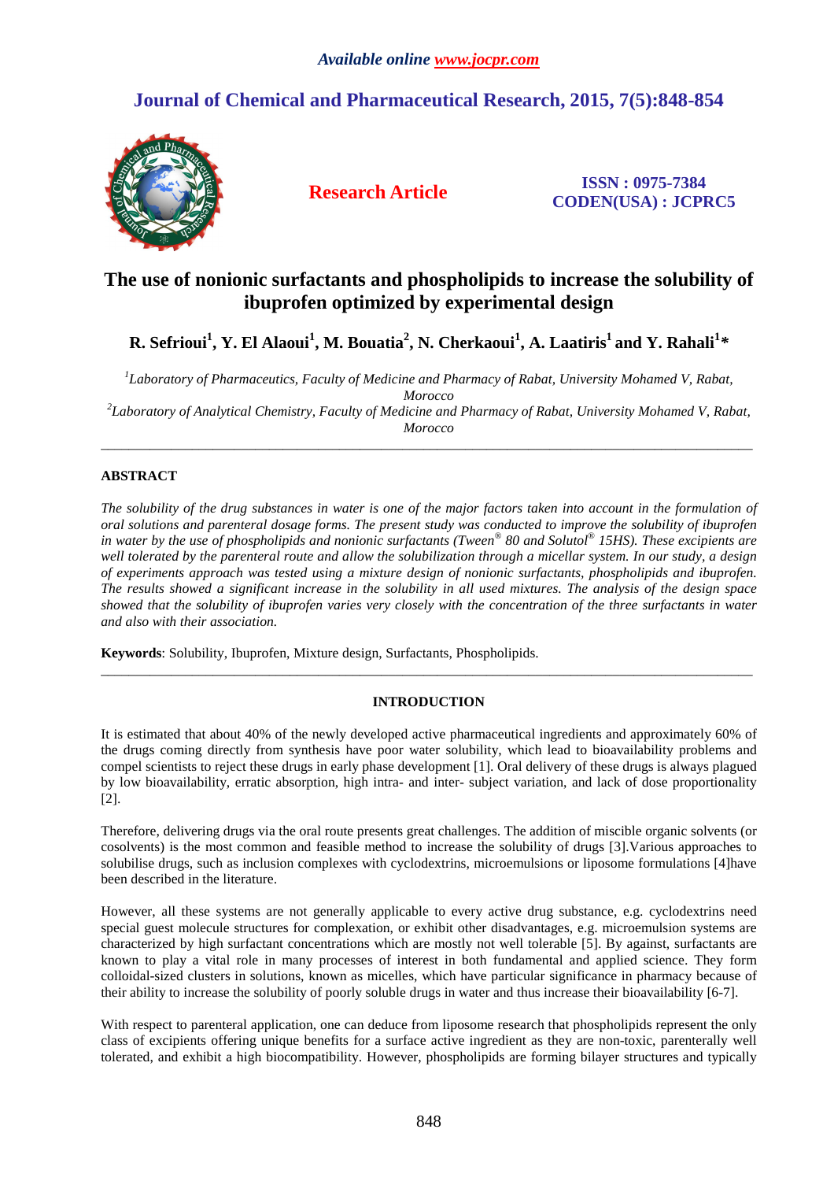*Available online www.jocpr.com*

# Journal of Chemical and Pharmaceutical Research, 2015, 7(5):848-854

**Research Article**

**ISSN : 0975-7384**
**CODEN(USA) : JCPRC5**

# The use of nonionic surfactants and phospholipids to increase the solubility of ibuprofen optimized by experimental design

**R. Sefrioui[1], Y. El Alaoui[1], M. Bouatia[2], N. Cherkaoui[1], A. Laatiris[1] and Y. Rahali[1]\***

*[1]Laboratory of Pharmaceutics, Faculty of Medicine and Pharmacy of Rabat, University Mohamed V, Rabat, Morocco*
*[2]Laboratory of Analytical Chemistry, Faculty of Medicine and Pharmacy of Rabat, University Mohamed V, Rabat, Morocco*

---

## ABSTRACT

*The solubility of the drug substances in water is one of the major factors taken into account in the formulation of oral solutions and parenteral dosage forms. The present study was conducted to improve the solubility of ibuprofen in water by the use of phospholipids and nonionic surfactants (Tween® 80 and Solutol® 15HS). These excipients are well tolerated by the parenteral route and allow the solubilization through a micellar system. In our study, a design of experiments approach was tested using a mixture design of nonionic surfactants, phospholipids and ibuprofen. The results showed a significant increase in the solubility in all used mixtures. The analysis of the design space showed that the solubility of ibuprofen varies very closely with the concentration of the three surfactants in water and also with their association.*

**Keywords**: Solubility, Ibuprofen, Mixture design, Surfactants, Phospholipids.

---

## INTRODUCTION

It is estimated that about 40% of the newly developed active pharmaceutical ingredients and approximately 60% of the drugs coming directly from synthesis have poor water solubility, which lead to bioavailability problems and compel scientists to reject these drugs in early phase development [1]. Oral delivery of these drugs is always plagued by low bioavailability, erratic absorption, high intra- and inter- subject variation, and lack of dose proportionality [2].

Therefore, delivering drugs via the oral route presents great challenges. The addition of miscible organic solvents (or cosolvents) is the most common and feasible method to increase the solubility of drugs [3].Various approaches to solubilise drugs, such as inclusion complexes with cyclodextrins, microemulsions or liposome formulations [4]have been described in the literature.

However, all these systems are not generally applicable to every active drug substance, e.g. cyclodextrins need special guest molecule structures for complexation, or exhibit other disadvantages, e.g. microemulsion systems are characterized by high surfactant concentrations which are mostly not well tolerable [5]. By against, surfactants are known to play a vital role in many processes of interest in both fundamental and applied science. They form colloidal-sized clusters in solutions, known as micelles, which have particular significance in pharmacy because of their ability to increase the solubility of poorly soluble drugs in water and thus increase their bioavailability [6-7].

With respect to parenteral application, one can deduce from liposome research that phospholipids represent the only class of excipients offering unique benefits for a surface active ingredient as they are non-toxic, parenterally well tolerated, and exhibit a high biocompatibility. However, phospholipids are forming bilayer structures and typically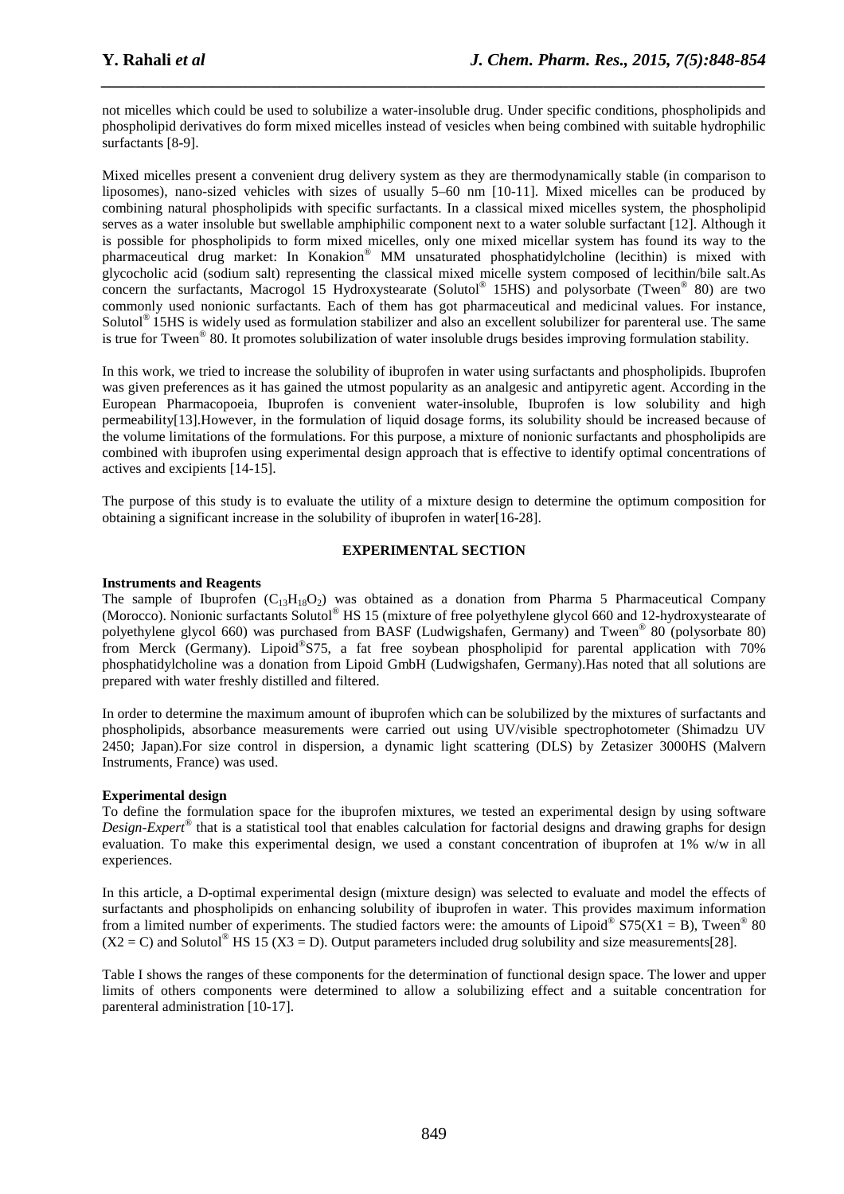not micelles which could be used to solubilize a water-insoluble drug. Under specific conditions, phospholipids and phospholipid derivatives do form mixed micelles instead of vesicles when being combined with suitable hydrophilic surfactants [8-9].

Mixed micelles present a convenient drug delivery system as they are thermodynamically stable (in comparison to liposomes), nano-sized vehicles with sizes of usually 5–60 nm [10-11]. Mixed micelles can be produced by combining natural phospholipids with specific surfactants. In a classical mixed micelles system, the phospholipid serves as a water insoluble but swellable amphiphilic component next to a water soluble surfactant [12]. Although it is possible for phospholipids to form mixed micelles, only one mixed micellar system has found its way to the pharmaceutical drug market: In Konakion® MM unsaturated phosphatidylcholine (lecithin) is mixed with glycocholic acid (sodium salt) representing the classical mixed micelle system composed of lecithin/bile salt.As concern the surfactants, Macrogol 15 Hydroxystearate (Solutol® 15HS) and polysorbate (Tween® 80) are two commonly used nonionic surfactants. Each of them has got pharmaceutical and medicinal values. For instance, Solutol® 15HS is widely used as formulation stabilizer and also an excellent solubilizer for parenteral use. The same is true for Tween® 80. It promotes solubilization of water insoluble drugs besides improving formulation stability.

In this work, we tried to increase the solubility of ibuprofen in water using surfactants and phospholipids. Ibuprofen was given preferences as it has gained the utmost popularity as an analgesic and antipyretic agent. According in the European Pharmacopoeia, Ibuprofen is convenient water-insoluble, Ibuprofen is low solubility and high permeability[13].However, in the formulation of liquid dosage forms, its solubility should be increased because of the volume limitations of the formulations. For this purpose, a mixture of nonionic surfactants and phospholipids are combined with ibuprofen using experimental design approach that is effective to identify optimal concentrations of actives and excipients [14-15].

The purpose of this study is to evaluate the utility of a mixture design to determine the optimum composition for obtaining a significant increase in the solubility of ibuprofen in water[16-28].

## EXPERIMENTAL SECTION

### Instruments and Reagents

The sample of Ibuprofen ($C_{13}H_{18}O_2$) was obtained as a donation from Pharma 5 Pharmaceutical Company (Morocco). Nonionic surfactants Solutol® HS 15 (mixture of free polyethylene glycol 660 and 12-hydroxystearate of polyethylene glycol 660) was purchased from BASF (Ludwigshafen, Germany) and Tween® 80 (polysorbate 80) from Merck (Germany). Lipoid®S75, a fat free soybean phospholipid for parental application with 70% phosphatidylcholine was a donation from Lipoid GmbH (Ludwigshafen, Germany).Has noted that all solutions are prepared with water freshly distilled and filtered.

In order to determine the maximum amount of ibuprofen which can be solubilized by the mixtures of surfactants and phospholipids, absorbance measurements were carried out using UV/visible spectrophotometer (Shimadzu UV 2450; Japan).For size control in dispersion, a dynamic light scattering (DLS) by Zetasizer 3000HS (Malvern Instruments, France) was used.

### Experimental design

To define the formulation space for the ibuprofen mixtures, we tested an experimental design by using software *Design-Expert®* that is a statistical tool that enables calculation for factorial designs and drawing graphs for design evaluation. To make this experimental design, we used a constant concentration of ibuprofen at 1% w/w in all experiences.

In this article, a D-optimal experimental design (mixture design) was selected to evaluate and model the effects of surfactants and phospholipids on enhancing solubility of ibuprofen in water. This provides maximum information from a limited number of experiments. The studied factors were: the amounts of Lipoid® S75($X1$ = B), Tween® 80 ($X2$ = C) and Solutol® HS 15 ($X3$ = D). Output parameters included drug solubility and size measurements[28].

Table I shows the ranges of these components for the determination of functional design space. The lower and upper limits of others components were determined to allow a solubilizing effect and a suitable concentration for parenteral administration [10-17].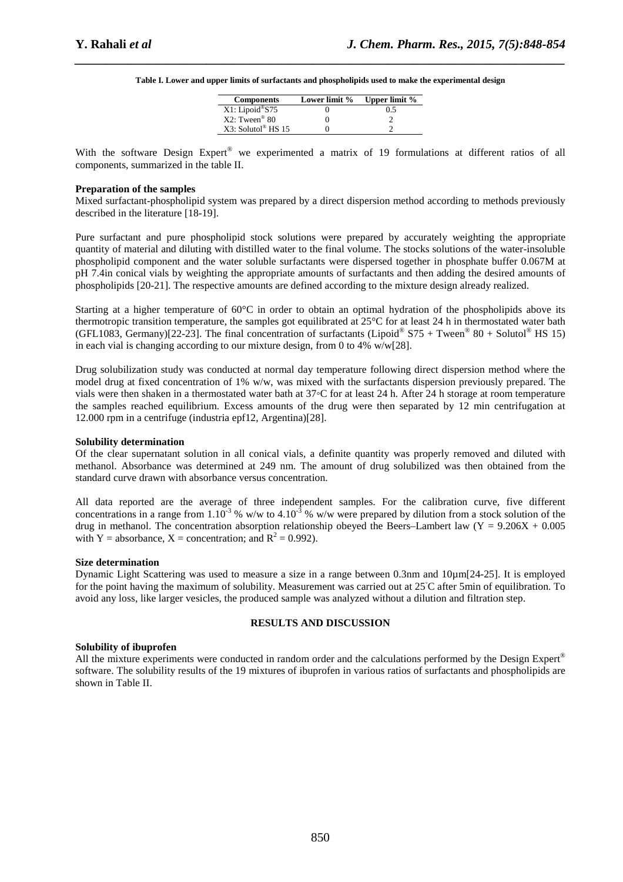**Table I. Lower and upper limits of surfactants and phospholipids used to make the experimental design**

| Components | Lower limit % | Upper limit % |
|---|---|---|
| X1: Lipoid®S75 | 0 | 0.5 |
| X2: Tween® 80 | 0 | 2 |
| X3: Solutol® HS 15 | 0 | 2 |

With the software Design Expert® we experimented a matrix of 19 formulations at different ratios of all components, summarized in the table II.

**Preparation of the samples**

Mixed surfactant-phospholipid system was prepared by a direct dispersion method according to methods previously described in the literature [18-19].

Pure surfactant and pure phospholipid stock solutions were prepared by accurately weighting the appropriate quantity of material and diluting with distilled water to the final volume. The stocks solutions of the water-insoluble phospholipid component and the water soluble surfactants were dispersed together in phosphate buffer 0.067M at pH 7.4in conical vials by weighting the appropriate amounts of surfactants and then adding the desired amounts of phospholipids [20-21]. The respective amounts are defined according to the mixture design already realized.

Starting at a higher temperature of 60°C in order to obtain an optimal hydration of the phospholipids above its thermotropic transition temperature, the samples got equilibrated at 25°C for at least 24 h in thermostated water bath (GFL1083, Germany)[22-23]. The final concentration of surfactants (Lipoid® S75 + Tween® 80 + Solutol® HS 15) in each vial is changing according to our mixture design, from 0 to 4% w/w[28].

Drug solubilization study was conducted at normal day temperature following direct dispersion method where the model drug at fixed concentration of 1% w/w, was mixed with the surfactants dispersion previously prepared. The vials were then shaken in a thermostated water bath at 37◦C for at least 24 h. After 24 h storage at room temperature the samples reached equilibrium. Excess amounts of the drug were then separated by 12 min centrifugation at 12.000 rpm in a centrifuge (industria epf12, Argentina)[28].

**Solubility determination**

Of the clear supernatant solution in all conical vials, a definite quantity was properly removed and diluted with methanol. Absorbance was determined at 249 nm. The amount of drug solubilized was then obtained from the standard curve drawn with absorbance versus concentration.

All data reported are the average of three independent samples. For the calibration curve, five different concentrations in a range from $1.10^{-3}$ % w/w to $4.10^{-3}$ % w/w were prepared by dilution from a stock solution of the drug in methanol. The concentration absorption relationship obeyed the Beers–Lambert law ($Y = 9.206X + 0.005$ with Y = absorbance, X = concentration; and $R^2 = 0.992$).

**Size determination**

Dynamic Light Scattering was used to measure a size in a range between 0.3nm and 10µm[24-25]. It is employed for the point having the maximum of solubility. Measurement was carried out at 25°C after 5min of equilibration. To avoid any loss, like larger vesicles, the produced sample was analyzed without a dilution and filtration step.

## RESULTS AND DISCUSSION

**Solubility of ibuprofen**

All the mixture experiments were conducted in random order and the calculations performed by the Design Expert® software. The solubility results of the 19 mixtures of ibuprofen in various ratios of surfactants and phospholipids are shown in Table II.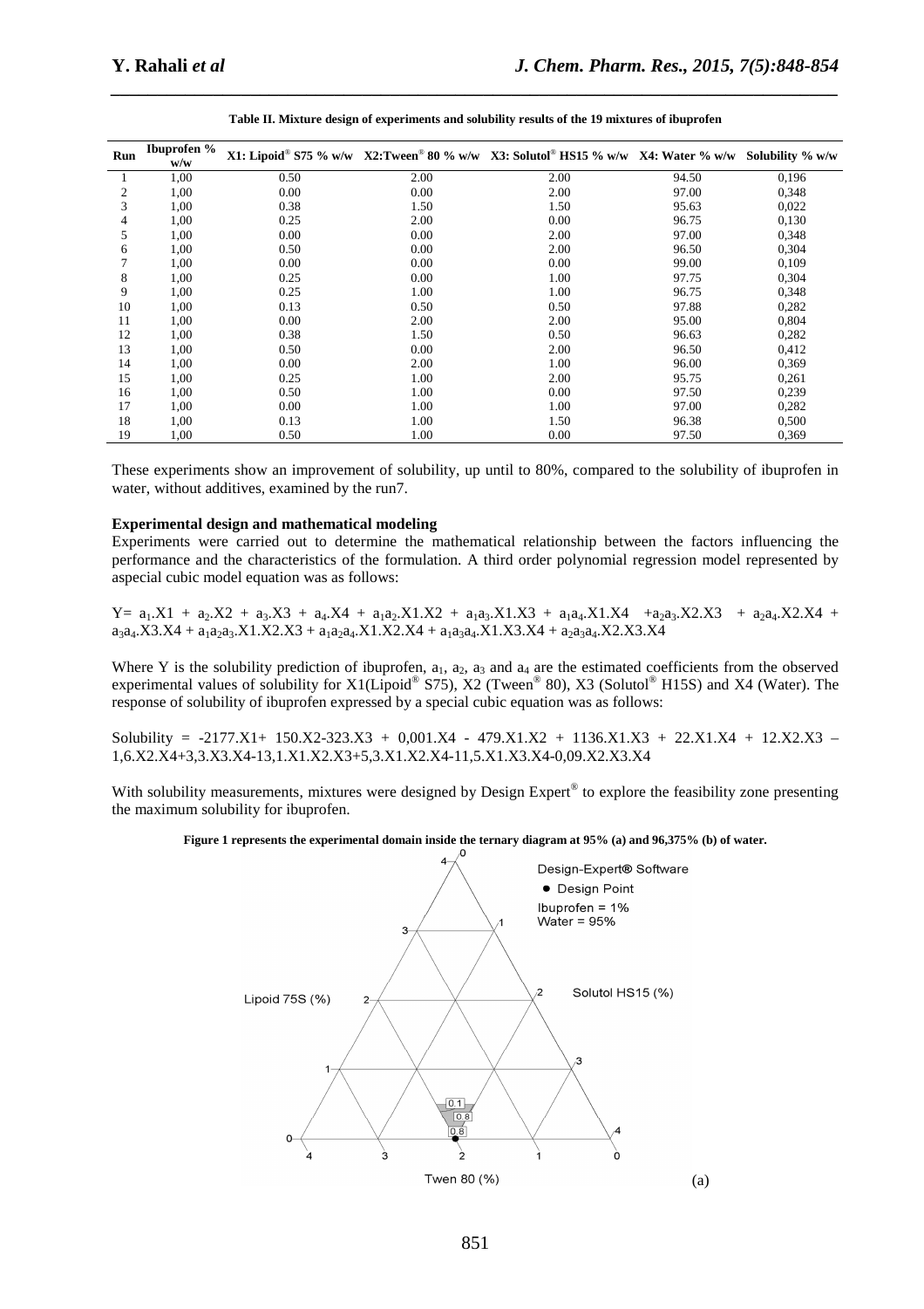**Table II. Mixture design of experiments and solubility results of the 19 mixtures of ibuprofen**

| Run | Ibuprofen % w/w | X1: Lipoid® S75 % w/w | X2:Tween® 80 % w/w | X3: Solutol® HS15 % w/w | X4: Water % w/w | Solubility % w/w |
|---|---|---|---|---|---|---|
| 1 | 1,00 | 0.50 | 2.00 | 2.00 | 94.50 | 0,196 |
| 2 | 1,00 | 0.00 | 0.00 | 2.00 | 97.00 | 0,348 |
| 3 | 1,00 | 0.38 | 1.50 | 1.50 | 95.63 | 0,022 |
| 4 | 1,00 | 0.25 | 2.00 | 0.00 | 96.75 | 0,130 |
| 5 | 1,00 | 0.00 | 0.00 | 2.00 | 97.00 | 0,348 |
| 6 | 1,00 | 0.50 | 0.00 | 2.00 | 96.50 | 0,304 |
| 7 | 1,00 | 0.00 | 0.00 | 0.00 | 99.00 | 0,109 |
| 8 | 1,00 | 0.25 | 0.00 | 1.00 | 97.75 | 0,304 |
| 9 | 1,00 | 0.25 | 1.00 | 1.00 | 96.75 | 0,348 |
| 10 | 1,00 | 0.13 | 0.50 | 0.50 | 97.88 | 0,282 |
| 11 | 1,00 | 0.00 | 2.00 | 2.00 | 95.00 | 0,804 |
| 12 | 1,00 | 0.38 | 1.50 | 0.50 | 96.63 | 0,282 |
| 13 | 1,00 | 0.50 | 0.00 | 2.00 | 96.50 | 0,412 |
| 14 | 1,00 | 0.00 | 2.00 | 1.00 | 96.00 | 0,369 |
| 15 | 1,00 | 0.25 | 1.00 | 2.00 | 95.75 | 0,261 |
| 16 | 1,00 | 0.50 | 1.00 | 0.00 | 97.50 | 0,239 |
| 17 | 1,00 | 0.00 | 1.00 | 1.00 | 97.00 | 0,282 |
| 18 | 1,00 | 0.13 | 1.00 | 1.50 | 96.38 | 0,500 |
| 19 | 1,00 | 0.50 | 1.00 | 0.00 | 97.50 | 0,369 |

These experiments show an improvement of solubility, up until to 80%, compared to the solubility of ibuprofen in water, without additives, examined by the run7.

**Experimental design and mathematical modeling**

Experiments were carried out to determine the mathematical relationship between the factors influencing the performance and the characteristics of the formulation. A third order polynomial regression model represented by aspecial cubic model equation was as follows:

$$Y= a_1.X1 + a_2.X2 + a_3.X3 + a_4.X4 + a_1a_2.X1.X2 + a_1a_3.X1.X3 + a_1a_4.X1.X4 + a_2a_3.X2.X3 + a_2a_4.X2.X4 + a_3a_4.X3.X4 + a_1a_2a_3.X1.X2.X3 + a_1a_2a_4.X1.X2.X4 + a_1a_3a_4.X1.X3.X4 + a_2a_3a_4.X2.X3.X4$$

Where Y is the solubility prediction of ibuprofen, $a_1$, $a_2$, $a_3$ and $a_4$ are the estimated coefficients from the observed experimental values of solubility for X1(Lipoid® S75), X2 (Tween® 80), X3 (Solutol® H15S) and X4 (Water). The response of solubility of ibuprofen expressed by a special cubic equation was as follows:

$$\text{Solubility} = -2177.X1+ 150.X2-323.X3 + 0{,}001.X4 - 479.X1.X2 + 1136.X1.X3 + 22.X1.X4 + 12.X2.X3 - 1{,}6.X2.X4+3{,}3.X3.X4-13{,}1.X1.X2.X3+5{,}3.X1.X2.X4-11{,}5.X1.X3.X4-0{,}09.X2.X3.X4$$

With solubility measurements, mixtures were designed by Design Expert® to explore the feasibility zone presenting the maximum solubility for ibuprofen.

**Figure 1 represents the experimental domain inside the ternary diagram at 95% (a) and 96,375% (b) of water.**

Design-Expert® Software
● Design Point
Ibuprofen = 1%
Water = 95%

Lipoid 75S (%) — Solutol HS15 (%) — Twen 80 (%)

(a)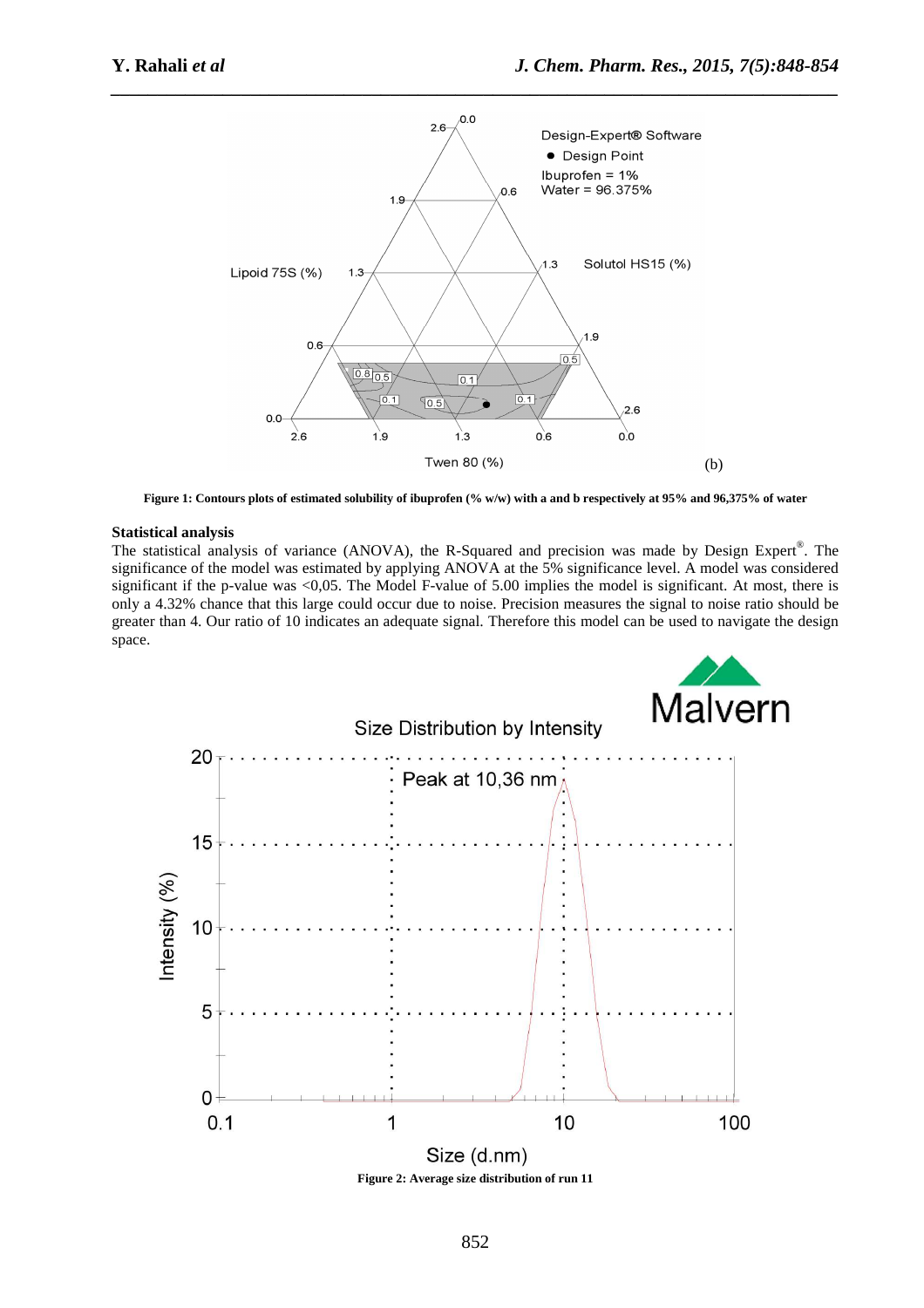Figure 1: Contours plots of estimated solubility of ibuprofen (% w/w) with a and b respectively at 95% and 96,375% of water

**Statistical analysis**

The statistical analysis of variance (ANOVA), the R-Squared and precision was made by Design Expert®. The significance of the model was estimated by applying ANOVA at the 5% significance level. A model was considered significant if the p-value was <0,05. The Model F-value of 5.00 implies the model is significant. At most, there is only a 4.32% chance that this large could occur due to noise. Precision measures the signal to noise ratio should be greater than 4. Our ratio of 10 indicates an adequate signal. Therefore this model can be used to navigate the design space.

Figure 2: Average size distribution of run 11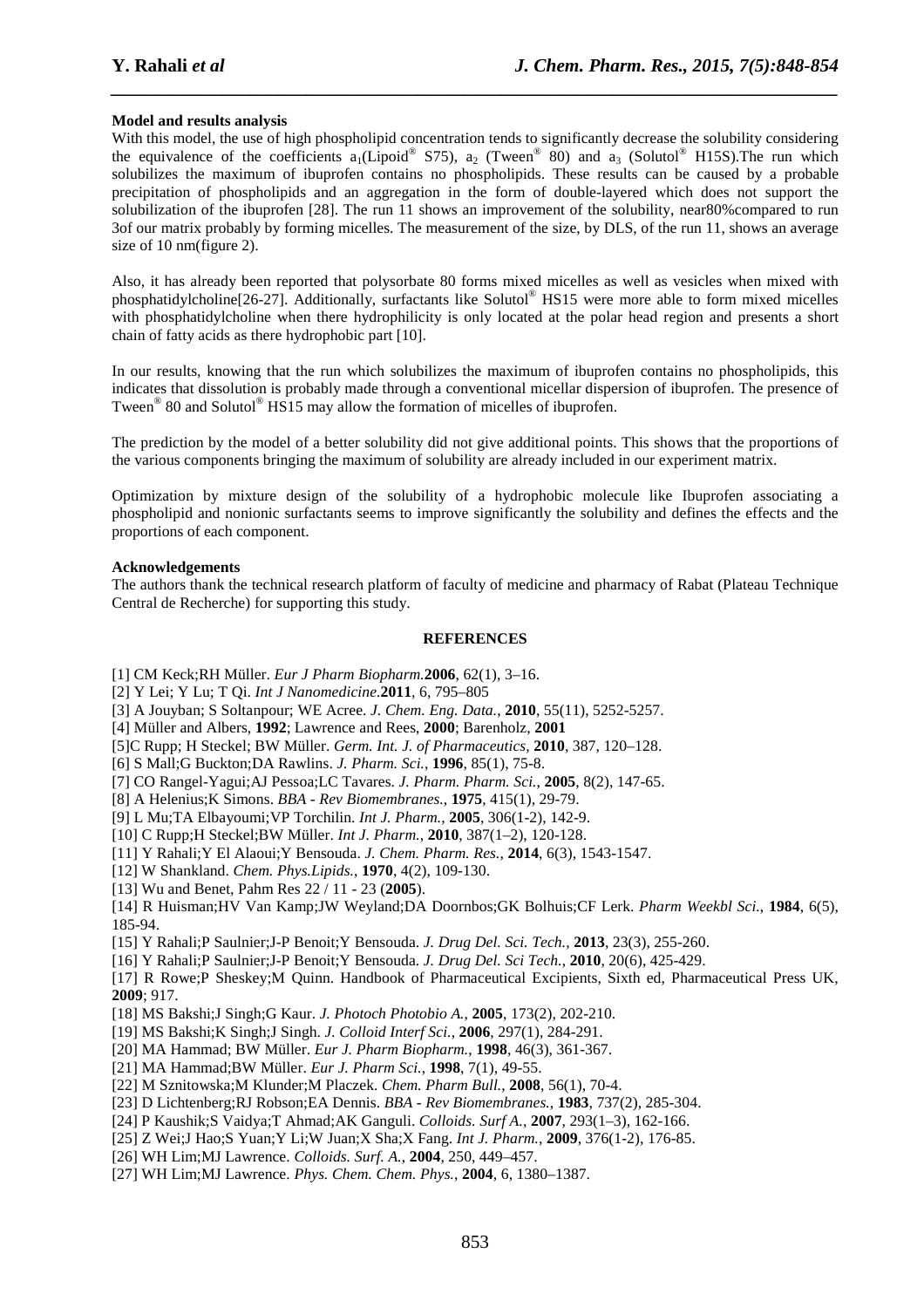**Model and results analysis**

With this model, the use of high phospholipid concentration tends to significantly decrease the solubility considering the equivalence of the coefficients $a_1$(Lipoid® S75), $a_2$ (Tween® 80) and $a_3$ (Solutol® H15S).The run which solubilizes the maximum of ibuprofen contains no phospholipids. These results can be caused by a probable precipitation of phospholipids and an aggregation in the form of double-layered which does not support the solubilization of the ibuprofen [28]. The run 11 shows an improvement of the solubility, near80%compared to run 3of our matrix probably by forming micelles. The measurement of the size, by DLS, of the run 11, shows an average size of 10 nm(figure 2).

Also, it has already been reported that polysorbate 80 forms mixed micelles as well as vesicles when mixed with phosphatidylcholine[26-27]. Additionally, surfactants like Solutol® HS15 were more able to form mixed micelles with phosphatidylcholine when there hydrophilicity is only located at the polar head region and presents a short chain of fatty acids as there hydrophobic part [10].

In our results, knowing that the run which solubilizes the maximum of ibuprofen contains no phospholipids, this indicates that dissolution is probably made through a conventional micellar dispersion of ibuprofen. The presence of Tween® 80 and Solutol® HS15 may allow the formation of micelles of ibuprofen.

The prediction by the model of a better solubility did not give additional points. This shows that the proportions of the various components bringing the maximum of solubility are already included in our experiment matrix.

Optimization by mixture design of the solubility of a hydrophobic molecule like Ibuprofen associating a phospholipid and nonionic surfactants seems to improve significantly the solubility and defines the effects and the proportions of each component.

**Acknowledgements**

The authors thank the technical research platform of faculty of medicine and pharmacy of Rabat (Plateau Technique Central de Recherche) for supporting this study.

## REFERENCES

[1] CM Keck;RH Müller. *Eur J Pharm Biopharm.***2006**, 62(1), 3–16.

[2] Y Lei; Y Lu; T Qi. *Int J Nanomedicine.***2011**, 6, 795–805

[3] A Jouyban; S Soltanpour; WE Acree. *J. Chem. Eng. Data.*, **2010**, 55(11), 5252-5257.

[4] Müller and Albers, **1992**; Lawrence and Rees, **2000**; Barenholz, **2001**

[5]C Rupp; H Steckel; BW Müller. *Germ. Int. J. of Pharmaceutics,* **2010**, 387, 120–128.

[6] S Mall;G Buckton;DA Rawlins. *J. Pharm. Sci.*, **1996**, 85(1), 75-8.

[7] CO Rangel-Yagui;AJ Pessoa;LC Tavares. *J. Pharm. Pharm. Sci.*, **2005**, 8(2), 147-65.

[8] A Helenius;K Simons. *BBA - Rev Biomembranes.*, **1975**, 415(1), 29-79.

[9] L Mu;TA Elbayoumi;VP Torchilin. *Int J. Pharm.*, **2005**, 306(1-2), 142-9.

[10] C Rupp;H Steckel;BW Müller. *Int J. Pharm.*, **2010**, 387(1–2), 120-128.

[11] Y Rahali;Y El Alaoui;Y Bensouda. *J. Chem. Pharm. Res.*, **2014**, 6(3), 1543-1547.

[12] W Shankland. *Chem. Phys.Lipids.*, **1970**, 4(2), 109-130.

[13] Wu and Benet, Pahm Res 22 / 11 - 23 (**2005**).

[14] R Huisman;HV Van Kamp;JW Weyland;DA Doornbos;GK Bolhuis;CF Lerk. *Pharm Weekbl Sci.*, **1984**, 6(5), 185-94.

[15] Y Rahali;P Saulnier;J-P Benoit;Y Bensouda. *J. Drug Del. Sci. Tech.*, **2013**, 23(3), 255-260.

[16] Y Rahali;P Saulnier;J-P Benoit;Y Bensouda. *J. Drug Del. Sci Tech.*, **2010**, 20(6), 425-429.

[17] R Rowe;P Sheskey;M Quinn. Handbook of Pharmaceutical Excipients, Sixth ed, Pharmaceutical Press UK, **2009**; 917.

[18] MS Bakshi;J Singh;G Kaur. *J. Photoch Photobio A.*, **2005**, 173(2), 202-210.

[19] MS Bakshi;K Singh;J Singh. *J. Colloid Interf Sci.*, **2006**, 297(1), 284-291.

[20] MA Hammad; BW Müller. *Eur J. Pharm Biopharm.*, **1998**, 46(3), 361-367.

[21] MA Hammad;BW Müller. *Eur J. Pharm Sci.*, **1998**, 7(1), 49-55.

[22] M Sznitowska;M Klunder;M Placzek. *Chem. Pharm Bull.*, **2008**, 56(1), 70-4.

[23] D Lichtenberg;RJ Robson;EA Dennis. *BBA - Rev Biomembranes.*, **1983**, 737(2), 285-304.

[24] P Kaushik;S Vaidya;T Ahmad;AK Ganguli. *Colloids. Surf A.*, **2007**, 293(1–3), 162-166.

[25] Z Wei;J Hao;S Yuan;Y Li;W Juan;X Sha;X Fang. *Int J. Pharm.*, **2009**, 376(1-2), 176-85.

[26] WH Lim;MJ Lawrence. *Colloids. Surf. A.*, **2004**, 250, 449–457.

[27] WH Lim;MJ Lawrence. *Phys. Chem. Chem. Phys.*, **2004**, 6, 1380–1387.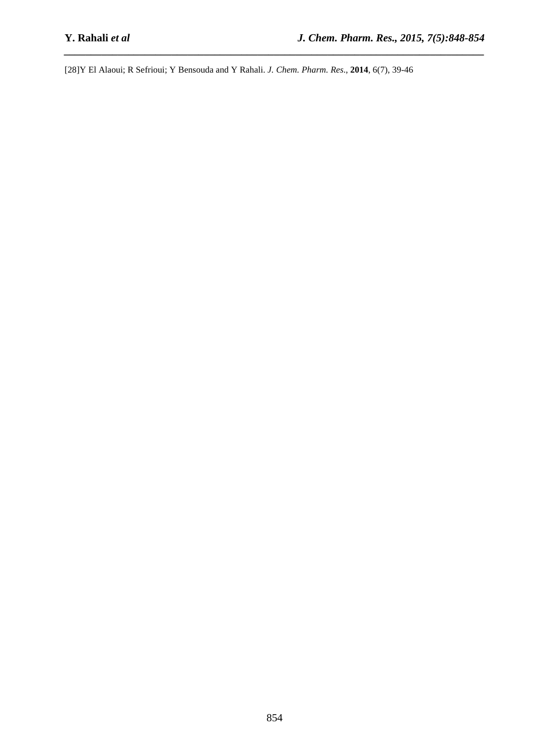[28]Y El Alaoui; R Sefrioui; Y Bensouda and Y Rahali. *J. Chem. Pharm. Res*., **2014**, 6(7), 39-46